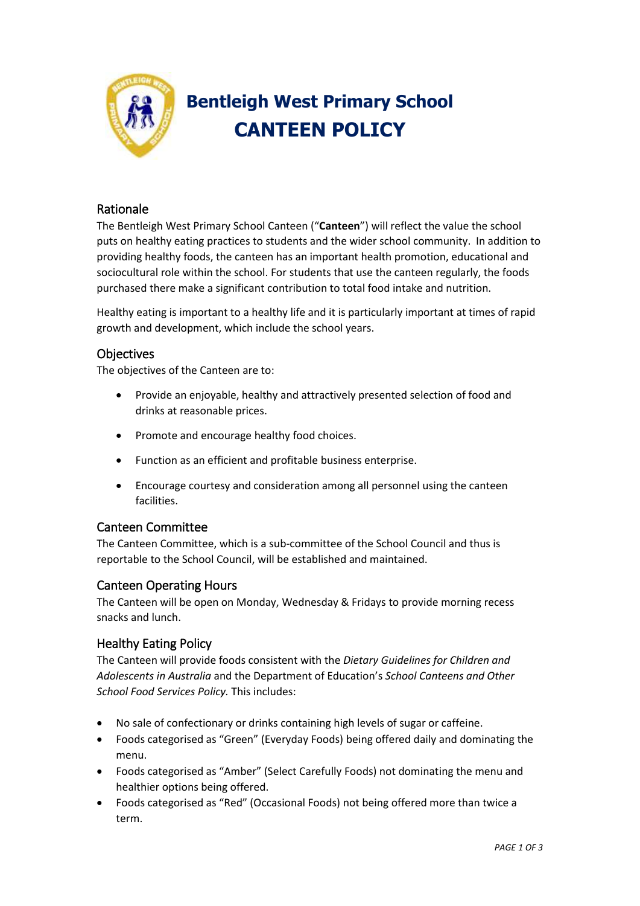# Bentleigh West Primary School
# CANTEEN POLICY

## Rationale

The Bentleigh West Primary School Canteen ("**Canteen**") will reflect the value the school puts on healthy eating practices to students and the wider school community. In addition to providing healthy foods, the canteen has an important health promotion, educational and sociocultural role within the school. For students that use the canteen regularly, the foods purchased there make a significant contribution to total food intake and nutrition.

Healthy eating is important to a healthy life and it is particularly important at times of rapid growth and development, which include the school years.

## Objectives

The objectives of the Canteen are to:

- Provide an enjoyable, healthy and attractively presented selection of food and drinks at reasonable prices.
- Promote and encourage healthy food choices.
- Function as an efficient and profitable business enterprise.
- Encourage courtesy and consideration among all personnel using the canteen facilities.

## Canteen Committee

The Canteen Committee, which is a sub-committee of the School Council and thus is reportable to the School Council, will be established and maintained.

## Canteen Operating Hours

The Canteen will be open on Monday, Wednesday & Fridays to provide morning recess snacks and lunch.

## Healthy Eating Policy

The Canteen will provide foods consistent with the *Dietary Guidelines for Children and Adolescents in Australia* and the Department of Education's *School Canteens and Other School Food Services Policy.* This includes:

- No sale of confectionary or drinks containing high levels of sugar or caffeine.
- Foods categorised as "Green" (Everyday Foods) being offered daily and dominating the menu.
- Foods categorised as "Amber" (Select Carefully Foods) not dominating the menu and healthier options being offered.
- Foods categorised as "Red" (Occasional Foods) not being offered more than twice a term.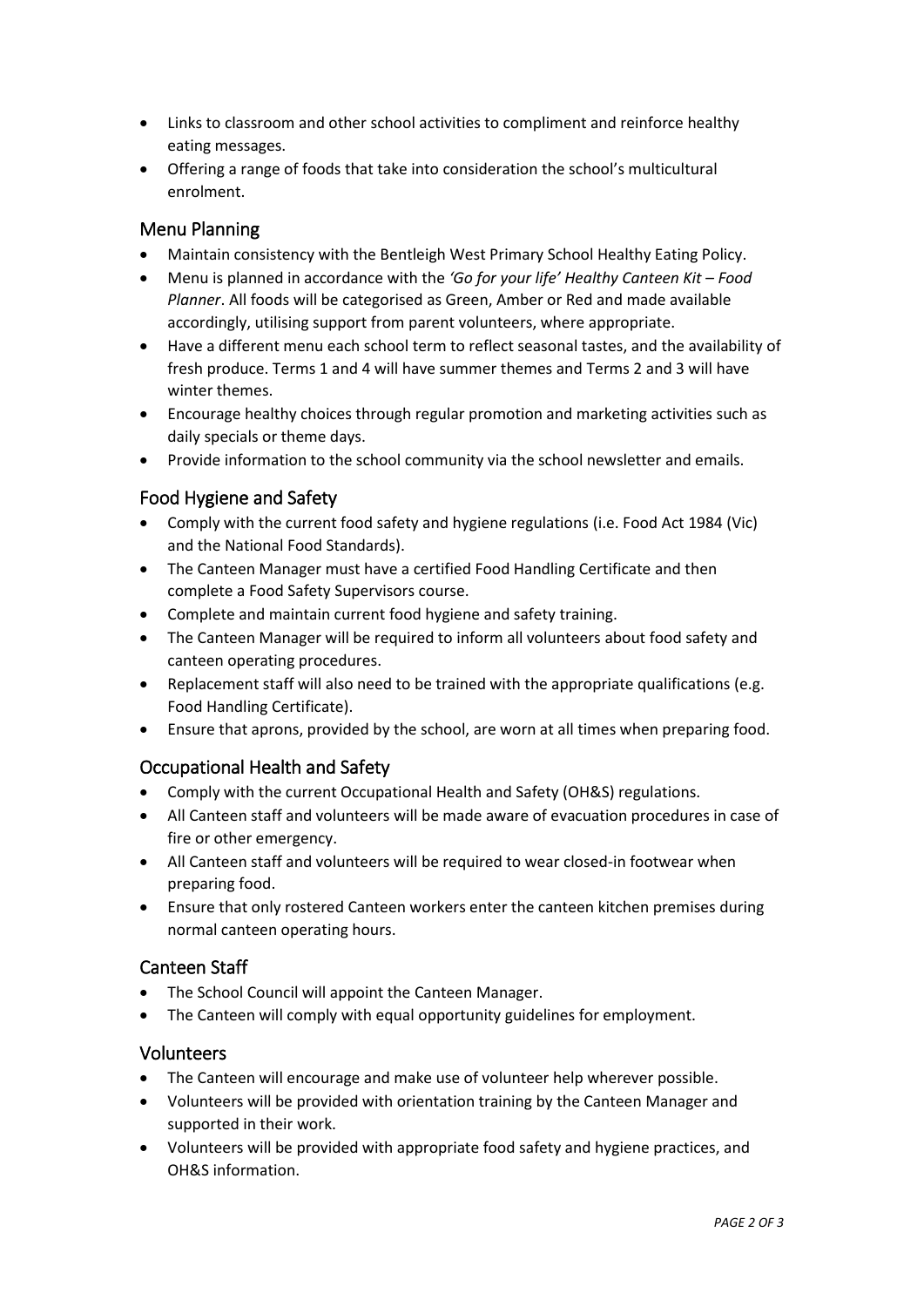- Links to classroom and other school activities to compliment and reinforce healthy eating messages.
- Offering a range of foods that take into consideration the school's multicultural enrolment.

## Menu Planning

- Maintain consistency with the Bentleigh West Primary School Healthy Eating Policy.
- Menu is planned in accordance with the *'Go for your life' Healthy Canteen Kit – Food Planner*. All foods will be categorised as Green, Amber or Red and made available accordingly, utilising support from parent volunteers, where appropriate.
- Have a different menu each school term to reflect seasonal tastes, and the availability of fresh produce. Terms 1 and 4 will have summer themes and Terms 2 and 3 will have winter themes.
- Encourage healthy choices through regular promotion and marketing activities such as daily specials or theme days.
- Provide information to the school community via the school newsletter and emails.

## Food Hygiene and Safety

- Comply with the current food safety and hygiene regulations (i.e. Food Act 1984 (Vic) and the National Food Standards).
- The Canteen Manager must have a certified Food Handling Certificate and then complete a Food Safety Supervisors course.
- Complete and maintain current food hygiene and safety training.
- The Canteen Manager will be required to inform all volunteers about food safety and canteen operating procedures.
- Replacement staff will also need to be trained with the appropriate qualifications (e.g. Food Handling Certificate).
- Ensure that aprons, provided by the school, are worn at all times when preparing food.

## Occupational Health and Safety

- Comply with the current Occupational Health and Safety (OH&S) regulations.
- All Canteen staff and volunteers will be made aware of evacuation procedures in case of fire or other emergency.
- All Canteen staff and volunteers will be required to wear closed-in footwear when preparing food.
- Ensure that only rostered Canteen workers enter the canteen kitchen premises during normal canteen operating hours.

## Canteen Staff

- The School Council will appoint the Canteen Manager.
- The Canteen will comply with equal opportunity guidelines for employment.

## Volunteers

- The Canteen will encourage and make use of volunteer help wherever possible.
- Volunteers will be provided with orientation training by the Canteen Manager and supported in their work.
- Volunteers will be provided with appropriate food safety and hygiene practices, and OH&S information.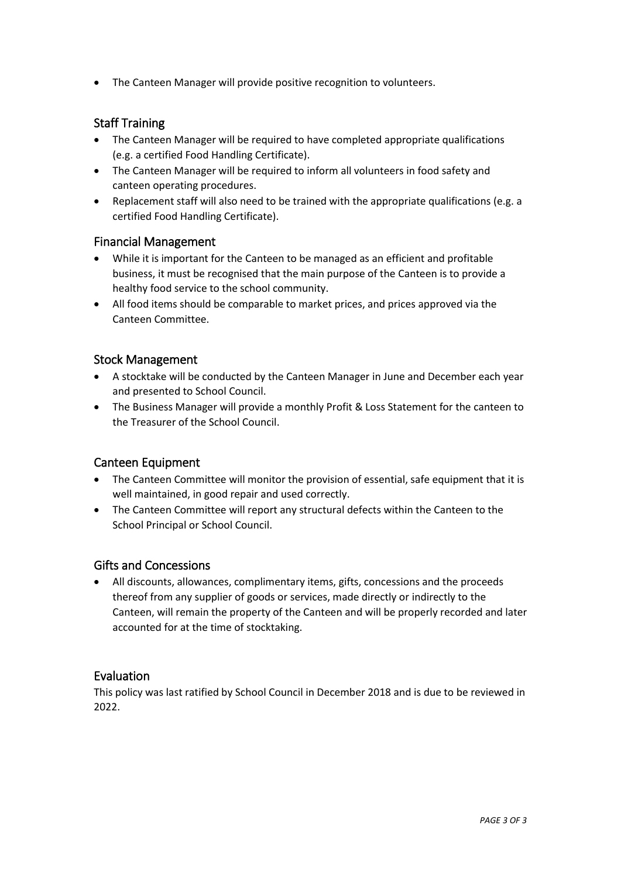- The Canteen Manager will provide positive recognition to volunteers.

## Staff Training

- The Canteen Manager will be required to have completed appropriate qualifications (e.g. a certified Food Handling Certificate).
- The Canteen Manager will be required to inform all volunteers in food safety and canteen operating procedures.
- Replacement staff will also need to be trained with the appropriate qualifications (e.g. a certified Food Handling Certificate).

## Financial Management

- While it is important for the Canteen to be managed as an efficient and profitable business, it must be recognised that the main purpose of the Canteen is to provide a healthy food service to the school community.
- All food items should be comparable to market prices, and prices approved via the Canteen Committee.

## Stock Management

- A stocktake will be conducted by the Canteen Manager in June and December each year and presented to School Council.
- The Business Manager will provide a monthly Profit & Loss Statement for the canteen to the Treasurer of the School Council.

## Canteen Equipment

- The Canteen Committee will monitor the provision of essential, safe equipment that it is well maintained, in good repair and used correctly.
- The Canteen Committee will report any structural defects within the Canteen to the School Principal or School Council.

## Gifts and Concessions

- All discounts, allowances, complimentary items, gifts, concessions and the proceeds thereof from any supplier of goods or services, made directly or indirectly to the Canteen, will remain the property of the Canteen and will be properly recorded and later accounted for at the time of stocktaking.

## Evaluation

This policy was last ratified by School Council in December 2018 and is due to be reviewed in 2022.